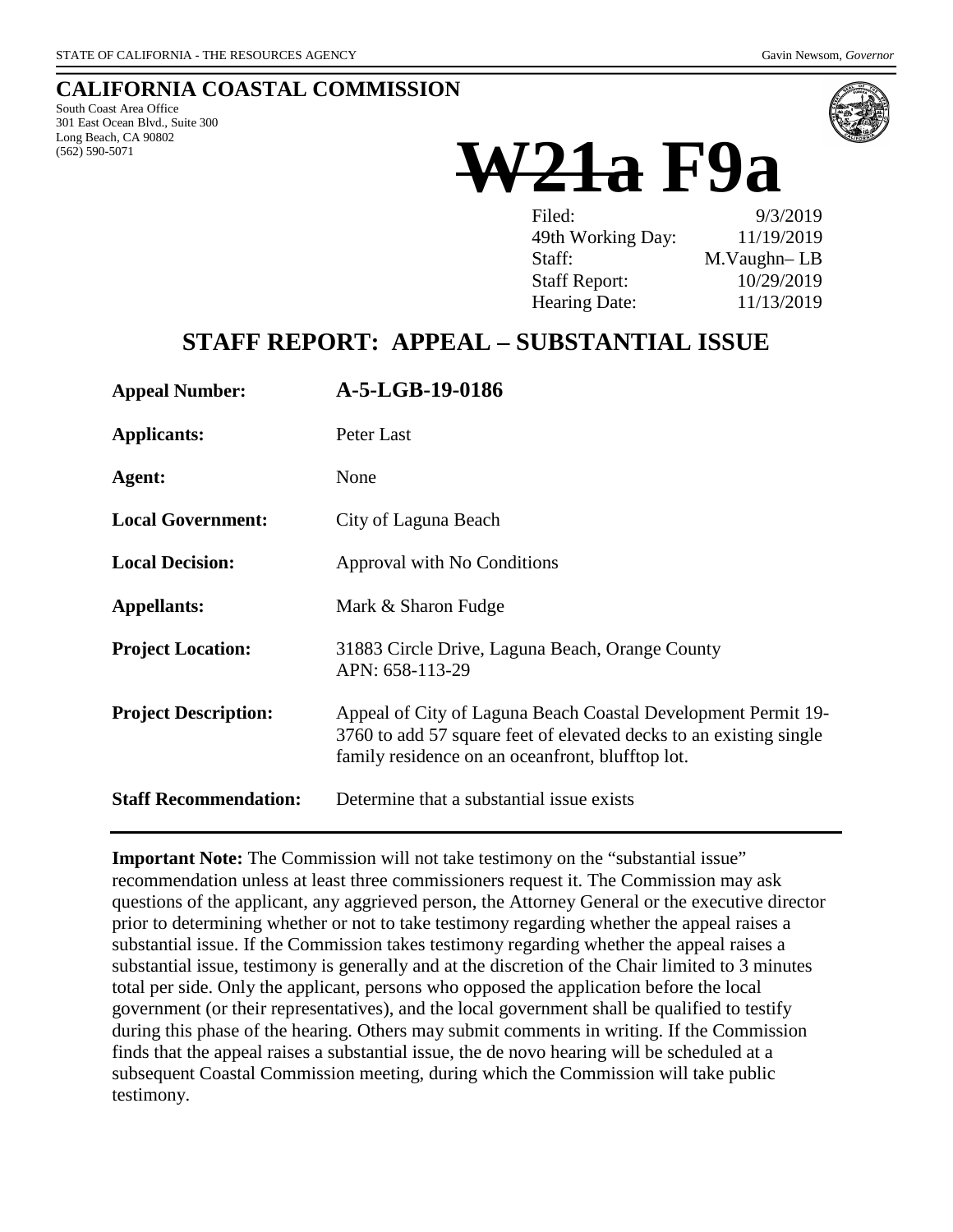STATE OF CALIFORNIA - THE RESOURCES AGENCY Gavin Newsom, *Governor*

# CALIFORNIA COASTAL COMMISSION

South Coast Area Office
301 East Ocean Blvd., Suite 300
Long Beach, CA 90802
(562) 590-5071

# ~~W21a~~ F9a

| | |
|---|---|
| Filed: | 9/3/2019 |
| 49th Working Day: | 11/19/2019 |
| Staff: | M.Vaughn– LB |
| Staff Report: | 10/29/2019 |
| Hearing Date: | 11/13/2019 |

## STAFF REPORT: APPEAL – SUBSTANTIAL ISSUE

| | |
|---|---|
| **Appeal Number:** | **A-5-LGB-19-0186** |
| **Applicants:** | Peter Last |
| **Agent:** | None |
| **Local Government:** | City of Laguna Beach |
| **Local Decision:** | Approval with No Conditions |
| **Appellants:** | Mark & Sharon Fudge |
| **Project Location:** | 31883 Circle Drive, Laguna Beach, Orange County<br>APN: 658-113-29 |
| **Project Description:** | Appeal of City of Laguna Beach Coastal Development Permit 19-3760 to add 57 square feet of elevated decks to an existing single family residence on an oceanfront, blufftop lot. |
| **Staff Recommendation:** | Determine that a substantial issue exists |

**Important Note:** The Commission will not take testimony on the "substantial issue" recommendation unless at least three commissioners request it. The Commission may ask questions of the applicant, any aggrieved person, the Attorney General or the executive director prior to determining whether or not to take testimony regarding whether the appeal raises a substantial issue. If the Commission takes testimony regarding whether the appeal raises a substantial issue, testimony is generally and at the discretion of the Chair limited to 3 minutes total per side. Only the applicant, persons who opposed the application before the local government (or their representatives), and the local government shall be qualified to testify during this phase of the hearing. Others may submit comments in writing. If the Commission finds that the appeal raises a substantial issue, the de novo hearing will be scheduled at a subsequent Coastal Commission meeting, during which the Commission will take public testimony.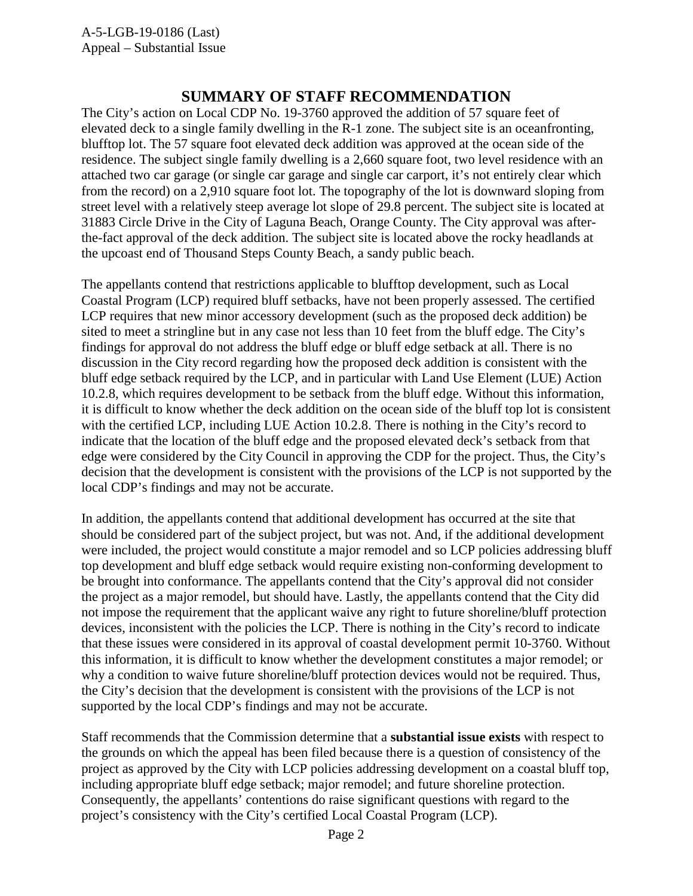# SUMMARY OF STAFF RECOMMENDATION

The City's action on Local CDP No. 19-3760 approved the addition of 57 square feet of elevated deck to a single family dwelling in the R-1 zone. The subject site is an oceanfronting, blufftop lot. The 57 square foot elevated deck addition was approved at the ocean side of the residence. The subject single family dwelling is a 2,660 square foot, two level residence with an attached two car garage (or single car garage and single car carport, it's not entirely clear which from the record) on a 2,910 square foot lot. The topography of the lot is downward sloping from street level with a relatively steep average lot slope of 29.8 percent. The subject site is located at 31883 Circle Drive in the City of Laguna Beach, Orange County. The City approval was after-the-fact approval of the deck addition. The subject site is located above the rocky headlands at the upcoast end of Thousand Steps County Beach, a sandy public beach.

The appellants contend that restrictions applicable to blufftop development, such as Local Coastal Program (LCP) required bluff setbacks, have not been properly assessed. The certified LCP requires that new minor accessory development (such as the proposed deck addition) be sited to meet a stringline but in any case not less than 10 feet from the bluff edge. The City's findings for approval do not address the bluff edge or bluff edge setback at all. There is no discussion in the City record regarding how the proposed deck addition is consistent with the bluff edge setback required by the LCP, and in particular with Land Use Element (LUE) Action 10.2.8, which requires development to be setback from the bluff edge. Without this information, it is difficult to know whether the deck addition on the ocean side of the bluff top lot is consistent with the certified LCP, including LUE Action 10.2.8. There is nothing in the City's record to indicate that the location of the bluff edge and the proposed elevated deck's setback from that edge were considered by the City Council in approving the CDP for the project. Thus, the City's decision that the development is consistent with the provisions of the LCP is not supported by the local CDP's findings and may not be accurate.

In addition, the appellants contend that additional development has occurred at the site that should be considered part of the subject project, but was not. And, if the additional development were included, the project would constitute a major remodel and so LCP policies addressing bluff top development and bluff edge setback would require existing non-conforming development to be brought into conformance. The appellants contend that the City's approval did not consider the project as a major remodel, but should have. Lastly, the appellants contend that the City did not impose the requirement that the applicant waive any right to future shoreline/bluff protection devices, inconsistent with the policies the LCP. There is nothing in the City's record to indicate that these issues were considered in its approval of coastal development permit 10-3760. Without this information, it is difficult to know whether the development constitutes a major remodel; or why a condition to waive future shoreline/bluff protection devices would not be required. Thus, the City's decision that the development is consistent with the provisions of the LCP is not supported by the local CDP's findings and may not be accurate.

Staff recommends that the Commission determine that a **substantial issue exists** with respect to the grounds on which the appeal has been filed because there is a question of consistency of the project as approved by the City with LCP policies addressing development on a coastal bluff top, including appropriate bluff edge setback; major remodel; and future shoreline protection. Consequently, the appellants' contentions do raise significant questions with regard to the project's consistency with the City's certified Local Coastal Program (LCP).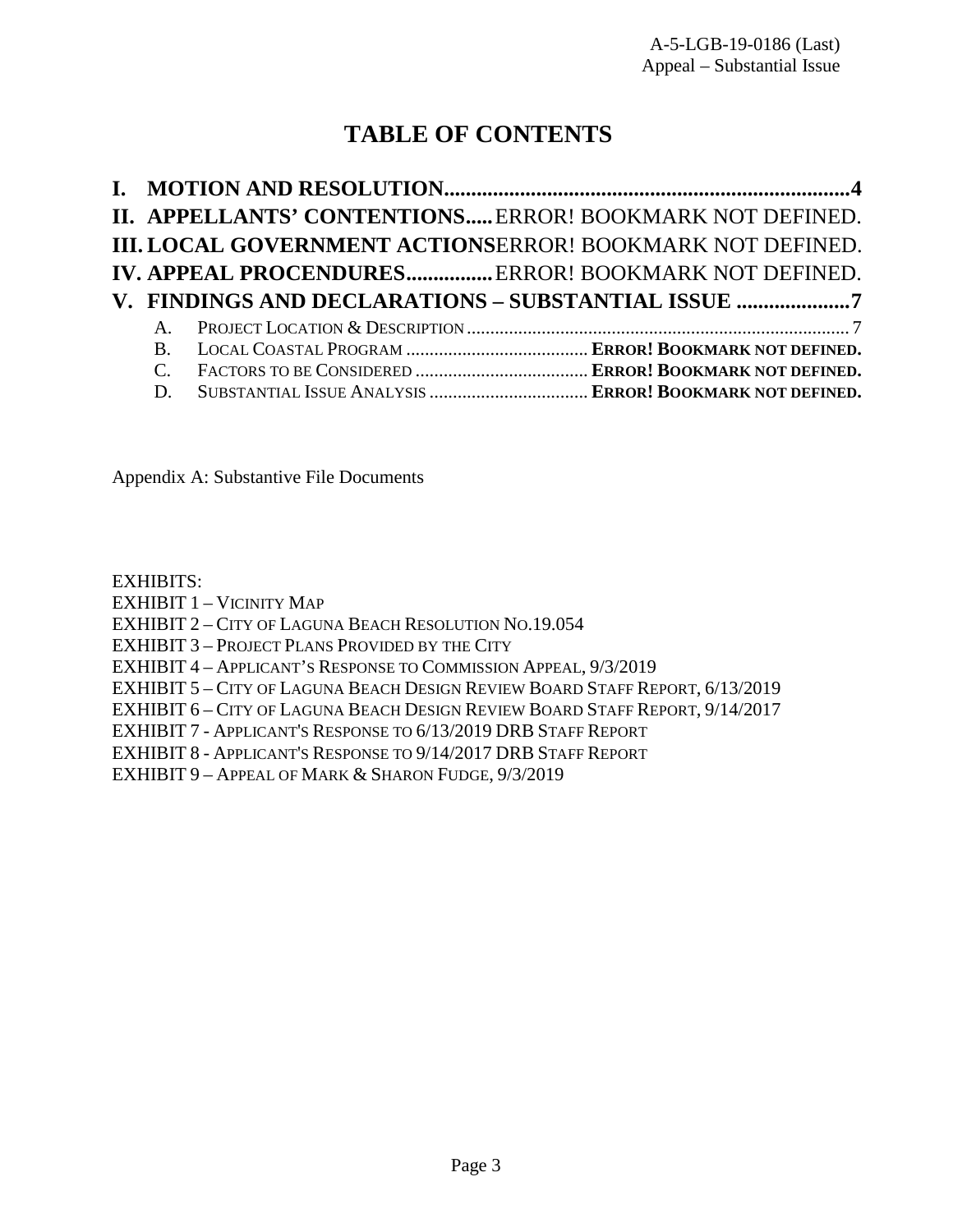# TABLE OF CONTENTS

**I. MOTION AND RESOLUTION..........................................................................4**

**II. APPELLANTS' CONTENTIONS.....** ERROR! BOOKMARK NOT DEFINED.

**III. LOCAL GOVERNMENT ACTIONS** ERROR! BOOKMARK NOT DEFINED.

**IV. APPEAL PROCENDURES................** ERROR! BOOKMARK NOT DEFINED.

**V. FINDINGS AND DECLARATIONS – SUBSTANTIAL ISSUE .....................7**

- A. PROJECT LOCATION & DESCRIPTION ................................................................................. 7
- B. LOCAL COASTAL PROGRAM ....................................... **ERROR! BOOKMARK NOT DEFINED.**
- C. FACTORS TO BE CONSIDERED ..................................... **ERROR! BOOKMARK NOT DEFINED.**
- D. SUBSTANTIAL ISSUE ANALYSIS .................................. **ERROR! BOOKMARK NOT DEFINED.**

Appendix A: Substantive File Documents

EXHIBITS:
EXHIBIT 1 – VICINITY MAP
EXHIBIT 2 – CITY OF LAGUNA BEACH RESOLUTION NO.19.054
EXHIBIT 3 – PROJECT PLANS PROVIDED BY THE CITY
EXHIBIT 4 – APPLICANT'S RESPONSE TO COMMISSION APPEAL, 9/3/2019
EXHIBIT 5 – CITY OF LAGUNA BEACH DESIGN REVIEW BOARD STAFF REPORT, 6/13/2019
EXHIBIT 6 – CITY OF LAGUNA BEACH DESIGN REVIEW BOARD STAFF REPORT, 9/14/2017
EXHIBIT 7 - APPLICANT'S RESPONSE TO 6/13/2019 DRB STAFF REPORT
EXHIBIT 8 - APPLICANT'S RESPONSE TO 9/14/2017 DRB STAFF REPORT
EXHIBIT 9 – APPEAL OF MARK & SHARON FUDGE, 9/3/2019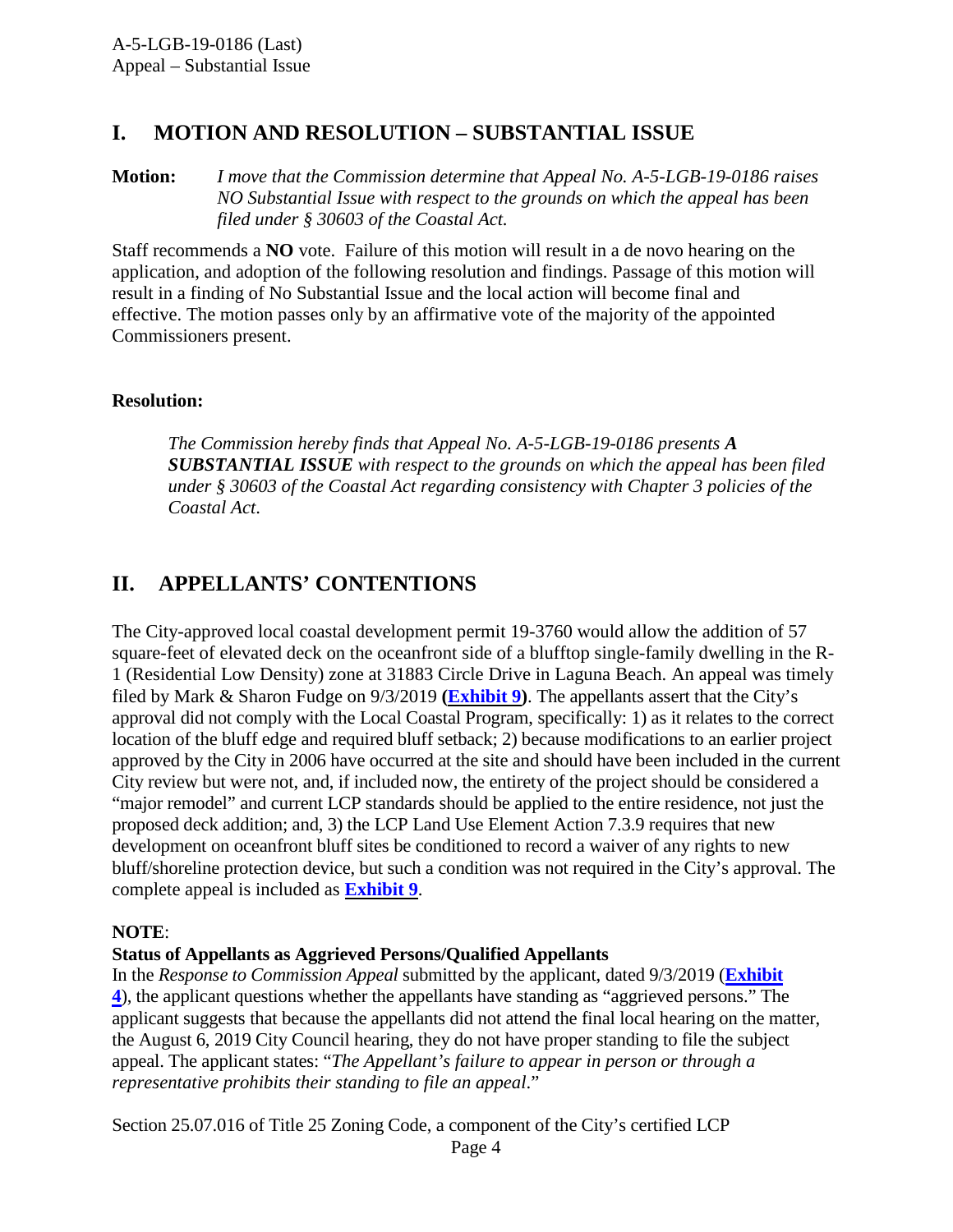## I. MOTION AND RESOLUTION – SUBSTANTIAL ISSUE

**Motion:** *I move that the Commission determine that Appeal No. A-5-LGB-19-0186 raises NO Substantial Issue with respect to the grounds on which the appeal has been filed under § 30603 of the Coastal Act.*

Staff recommends a **NO** vote. Failure of this motion will result in a de novo hearing on the application, and adoption of the following resolution and findings. Passage of this motion will result in a finding of No Substantial Issue and the local action will become final and effective. The motion passes only by an affirmative vote of the majority of the appointed Commissioners present.

**Resolution:**

> *The Commission hereby finds that Appeal No. A-5-LGB-19-0186 presents **A SUBSTANTIAL ISSUE** with respect to the grounds on which the appeal has been filed under § 30603 of the Coastal Act regarding consistency with Chapter 3 policies of the Coastal Act.*

## II. APPELLANTS' CONTENTIONS

The City-approved local coastal development permit 19-3760 would allow the addition of 57 square-feet of elevated deck on the oceanfront side of a blufftop single-family dwelling in the R-1 (Residential Low Density) zone at 31883 Circle Drive in Laguna Beach. An appeal was timely filed by Mark & Sharon Fudge on 9/3/2019 **(Exhibit 9)**. The appellants assert that the City's approval did not comply with the Local Coastal Program, specifically: 1) as it relates to the correct location of the bluff edge and required bluff setback; 2) because modifications to an earlier project approved by the City in 2006 have occurred at the site and should have been included in the current City review but were not, and, if included now, the entirety of the project should be considered a "major remodel" and current LCP standards should be applied to the entire residence, not just the proposed deck addition; and, 3) the LCP Land Use Element Action 7.3.9 requires that new development on oceanfront bluff sites be conditioned to record a waiver of any rights to new bluff/shoreline protection device, but such a condition was not required in the City's approval. The complete appeal is included as **Exhibit 9**.

**NOTE**:

**Status of Appellants as Aggrieved Persons/Qualified Appellants**

In the *Response to Commission Appeal* submitted by the applicant, dated 9/3/2019 (**Exhibit 4**), the applicant questions whether the appellants have standing as "aggrieved persons." The applicant suggests that because the appellants did not attend the final local hearing on the matter, the August 6, 2019 City Council hearing, they do not have proper standing to file the subject appeal. The applicant states: "*The Appellant's failure to appear in person or through a representative prohibits their standing to file an appeal*."

Section 25.07.016 of Title 25 Zoning Code, a component of the City's certified LCP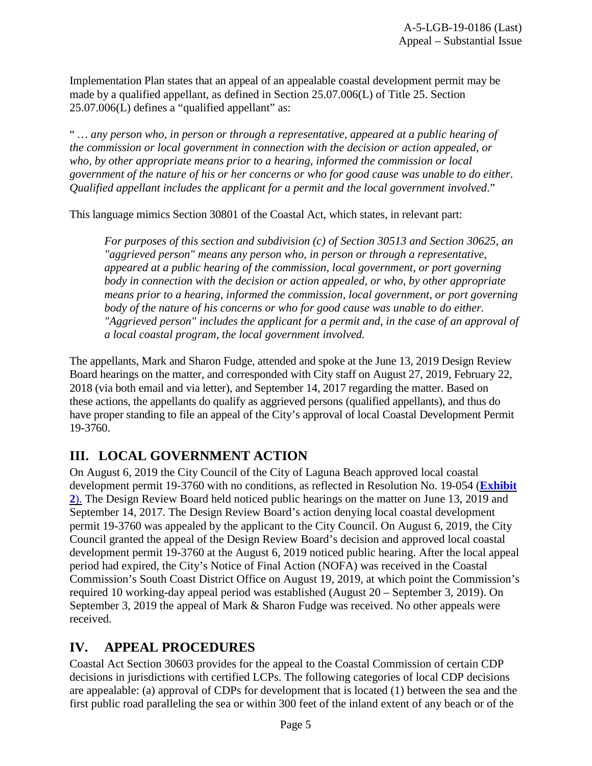Implementation Plan states that an appeal of an appealable coastal development permit may be made by a qualified appellant, as defined in Section 25.07.006(L) of Title 25. Section 25.07.006(L) defines a "qualified appellant" as:

"*… any person who, in person or through a representative, appeared at a public hearing of the commission or local government in connection with the decision or action appealed, or who, by other appropriate means prior to a hearing, informed the commission or local government of the nature of his or her concerns or who for good cause was unable to do either. Qualified appellant includes the applicant for a permit and the local government involved*."

This language mimics Section 30801 of the Coastal Act, which states, in relevant part:

> *For purposes of this section and subdivision (c) of Section 30513 and Section 30625, an "aggrieved person" means any person who, in person or through a representative, appeared at a public hearing of the commission, local government, or port governing body in connection with the decision or action appealed, or who, by other appropriate means prior to a hearing, informed the commission, local government, or port governing body of the nature of his concerns or who for good cause was unable to do either. "Aggrieved person" includes the applicant for a permit and, in the case of an approval of a local coastal program, the local government involved.*

The appellants, Mark and Sharon Fudge, attended and spoke at the June 13, 2019 Design Review Board hearings on the matter, and corresponded with City staff on August 27, 2019, February 22, 2018 (via both email and via letter), and September 14, 2017 regarding the matter. Based on these actions, the appellants do qualify as aggrieved persons (qualified appellants), and thus do have proper standing to file an appeal of the City's approval of local Coastal Development Permit 19-3760.

## III. LOCAL GOVERNMENT ACTION

On August 6, 2019 the City Council of the City of Laguna Beach approved local coastal development permit 19-3760 with no conditions, as reflected in Resolution No. 19-054 (**Exhibit 2**). The Design Review Board held noticed public hearings on the matter on June 13, 2019 and September 14, 2017. The Design Review Board's action denying local coastal development permit 19-3760 was appealed by the applicant to the City Council. On August 6, 2019, the City Council granted the appeal of the Design Review Board's decision and approved local coastal development permit 19-3760 at the August 6, 2019 noticed public hearing. After the local appeal period had expired, the City's Notice of Final Action (NOFA) was received in the Coastal Commission's South Coast District Office on August 19, 2019, at which point the Commission's required 10 working-day appeal period was established (August 20 – September 3, 2019). On September 3, 2019 the appeal of Mark & Sharon Fudge was received. No other appeals were received.

## IV. APPEAL PROCEDURES

Coastal Act Section 30603 provides for the appeal to the Coastal Commission of certain CDP decisions in jurisdictions with certified LCPs. The following categories of local CDP decisions are appealable: (a) approval of CDPs for development that is located (1) between the sea and the first public road paralleling the sea or within 300 feet of the inland extent of any beach or of the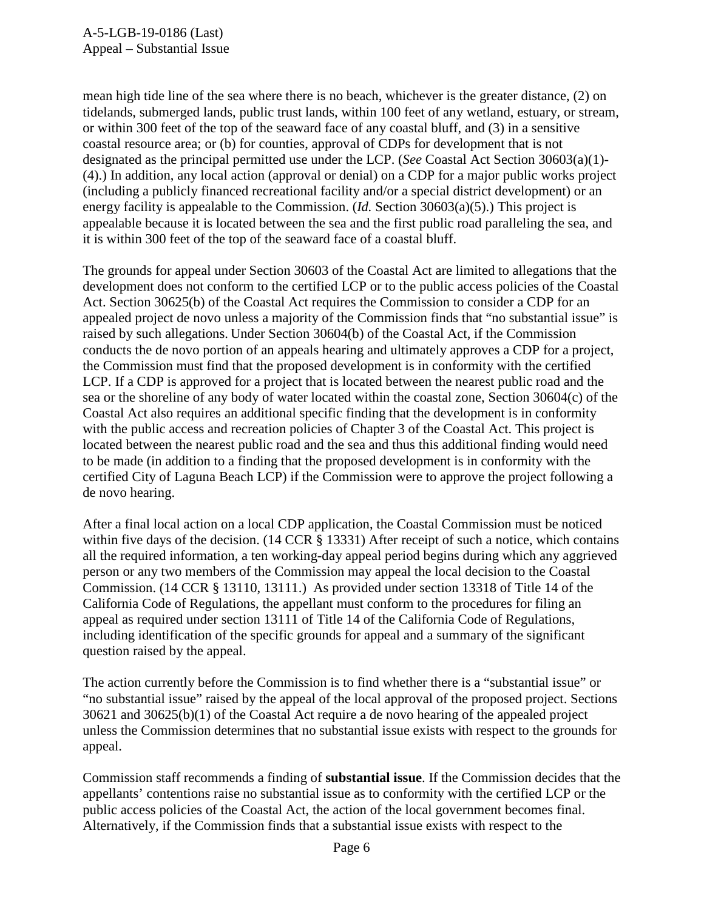mean high tide line of the sea where there is no beach, whichever is the greater distance, (2) on tidelands, submerged lands, public trust lands, within 100 feet of any wetland, estuary, or stream, or within 300 feet of the top of the seaward face of any coastal bluff, and (3) in a sensitive coastal resource area; or (b) for counties, approval of CDPs for development that is not designated as the principal permitted use under the LCP. (*See* Coastal Act Section 30603(a)(1)-(4).) In addition, any local action (approval or denial) on a CDP for a major public works project (including a publicly financed recreational facility and/or a special district development) or an energy facility is appealable to the Commission. (*Id.* Section 30603(a)(5).) This project is appealable because it is located between the sea and the first public road paralleling the sea, and it is within 300 feet of the top of the seaward face of a coastal bluff.

The grounds for appeal under Section 30603 of the Coastal Act are limited to allegations that the development does not conform to the certified LCP or to the public access policies of the Coastal Act. Section 30625(b) of the Coastal Act requires the Commission to consider a CDP for an appealed project de novo unless a majority of the Commission finds that "no substantial issue" is raised by such allegations. Under Section 30604(b) of the Coastal Act, if the Commission conducts the de novo portion of an appeals hearing and ultimately approves a CDP for a project, the Commission must find that the proposed development is in conformity with the certified LCP. If a CDP is approved for a project that is located between the nearest public road and the sea or the shoreline of any body of water located within the coastal zone, Section 30604(c) of the Coastal Act also requires an additional specific finding that the development is in conformity with the public access and recreation policies of Chapter 3 of the Coastal Act. This project is located between the nearest public road and the sea and thus this additional finding would need to be made (in addition to a finding that the proposed development is in conformity with the certified City of Laguna Beach LCP) if the Commission were to approve the project following a de novo hearing.

After a final local action on a local CDP application, the Coastal Commission must be noticed within five days of the decision. (14 CCR § 13331) After receipt of such a notice, which contains all the required information, a ten working-day appeal period begins during which any aggrieved person or any two members of the Commission may appeal the local decision to the Coastal Commission. (14 CCR § 13110, 13111.) As provided under section 13318 of Title 14 of the California Code of Regulations, the appellant must conform to the procedures for filing an appeal as required under section 13111 of Title 14 of the California Code of Regulations, including identification of the specific grounds for appeal and a summary of the significant question raised by the appeal.

The action currently before the Commission is to find whether there is a "substantial issue" or "no substantial issue" raised by the appeal of the local approval of the proposed project. Sections 30621 and 30625(b)(1) of the Coastal Act require a de novo hearing of the appealed project unless the Commission determines that no substantial issue exists with respect to the grounds for appeal.

Commission staff recommends a finding of **substantial issue**. If the Commission decides that the appellants' contentions raise no substantial issue as to conformity with the certified LCP or the public access policies of the Coastal Act, the action of the local government becomes final. Alternatively, if the Commission finds that a substantial issue exists with respect to the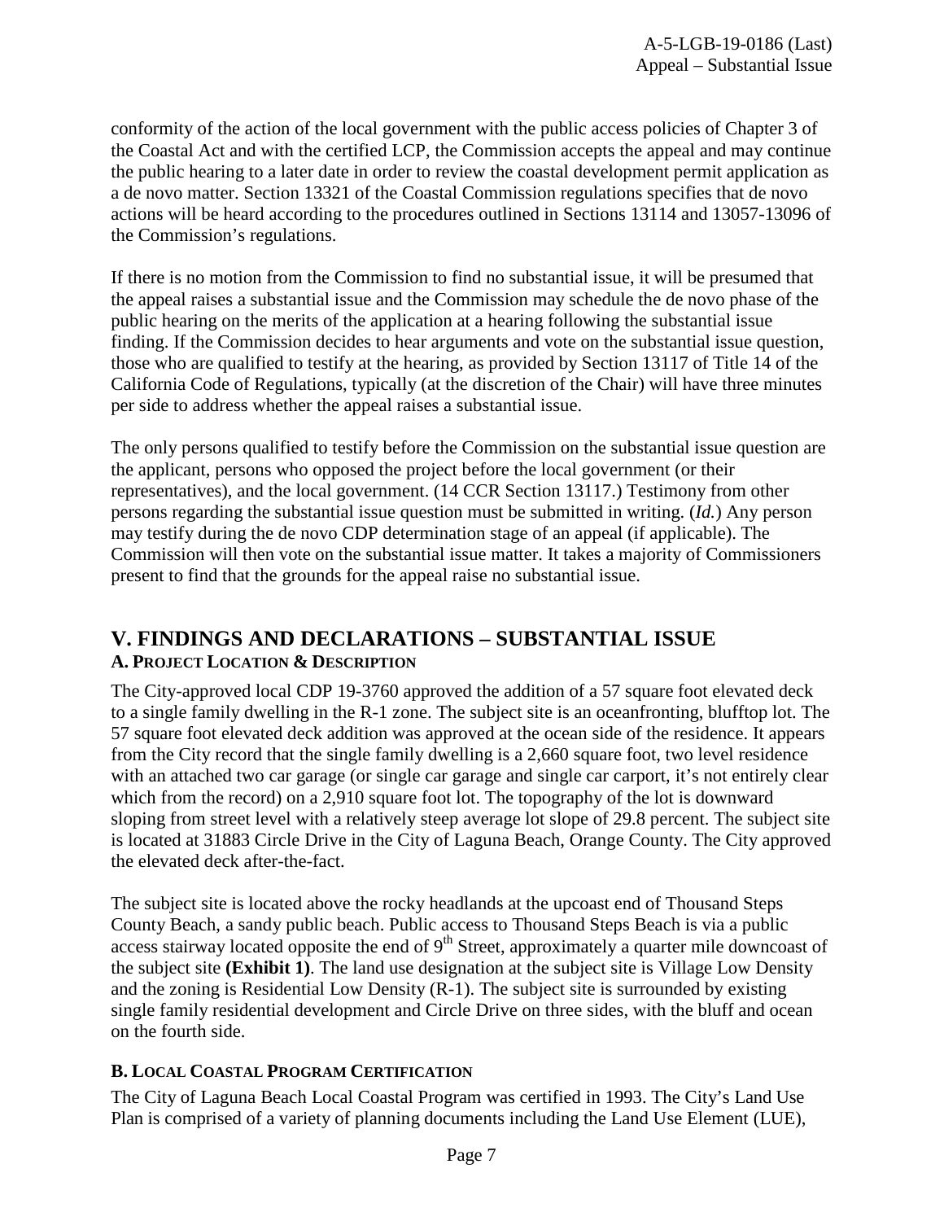conformity of the action of the local government with the public access policies of Chapter 3 of the Coastal Act and with the certified LCP, the Commission accepts the appeal and may continue the public hearing to a later date in order to review the coastal development permit application as a de novo matter. Section 13321 of the Coastal Commission regulations specifies that de novo actions will be heard according to the procedures outlined in Sections 13114 and 13057-13096 of the Commission's regulations.

If there is no motion from the Commission to find no substantial issue, it will be presumed that the appeal raises a substantial issue and the Commission may schedule the de novo phase of the public hearing on the merits of the application at a hearing following the substantial issue finding. If the Commission decides to hear arguments and vote on the substantial issue question, those who are qualified to testify at the hearing, as provided by Section 13117 of Title 14 of the California Code of Regulations, typically (at the discretion of the Chair) will have three minutes per side to address whether the appeal raises a substantial issue.

The only persons qualified to testify before the Commission on the substantial issue question are the applicant, persons who opposed the project before the local government (or their representatives), and the local government. (14 CCR Section 13117.) Testimony from other persons regarding the substantial issue question must be submitted in writing. (*Id.*) Any person may testify during the de novo CDP determination stage of an appeal (if applicable). The Commission will then vote on the substantial issue matter. It takes a majority of Commissioners present to find that the grounds for the appeal raise no substantial issue.

# V. FINDINGS AND DECLARATIONS – SUBSTANTIAL ISSUE

## A. PROJECT LOCATION & DESCRIPTION

The City-approved local CDP 19-3760 approved the addition of a 57 square foot elevated deck to a single family dwelling in the R-1 zone. The subject site is an oceanfronting, blufftop lot. The 57 square foot elevated deck addition was approved at the ocean side of the residence. It appears from the City record that the single family dwelling is a 2,660 square foot, two level residence with an attached two car garage (or single car garage and single car carport, it's not entirely clear which from the record) on a 2,910 square foot lot. The topography of the lot is downward sloping from street level with a relatively steep average lot slope of 29.8 percent. The subject site is located at 31883 Circle Drive in the City of Laguna Beach, Orange County. The City approved the elevated deck after-the-fact.

The subject site is located above the rocky headlands at the upcoast end of Thousand Steps County Beach, a sandy public beach. Public access to Thousand Steps Beach is via a public access stairway located opposite the end of 9th Street, approximately a quarter mile downcoast of the subject site **(Exhibit 1)**. The land use designation at the subject site is Village Low Density and the zoning is Residential Low Density (R-1). The subject site is surrounded by existing single family residential development and Circle Drive on three sides, with the bluff and ocean on the fourth side.

## B. LOCAL COASTAL PROGRAM CERTIFICATION

The City of Laguna Beach Local Coastal Program was certified in 1993. The City's Land Use Plan is comprised of a variety of planning documents including the Land Use Element (LUE),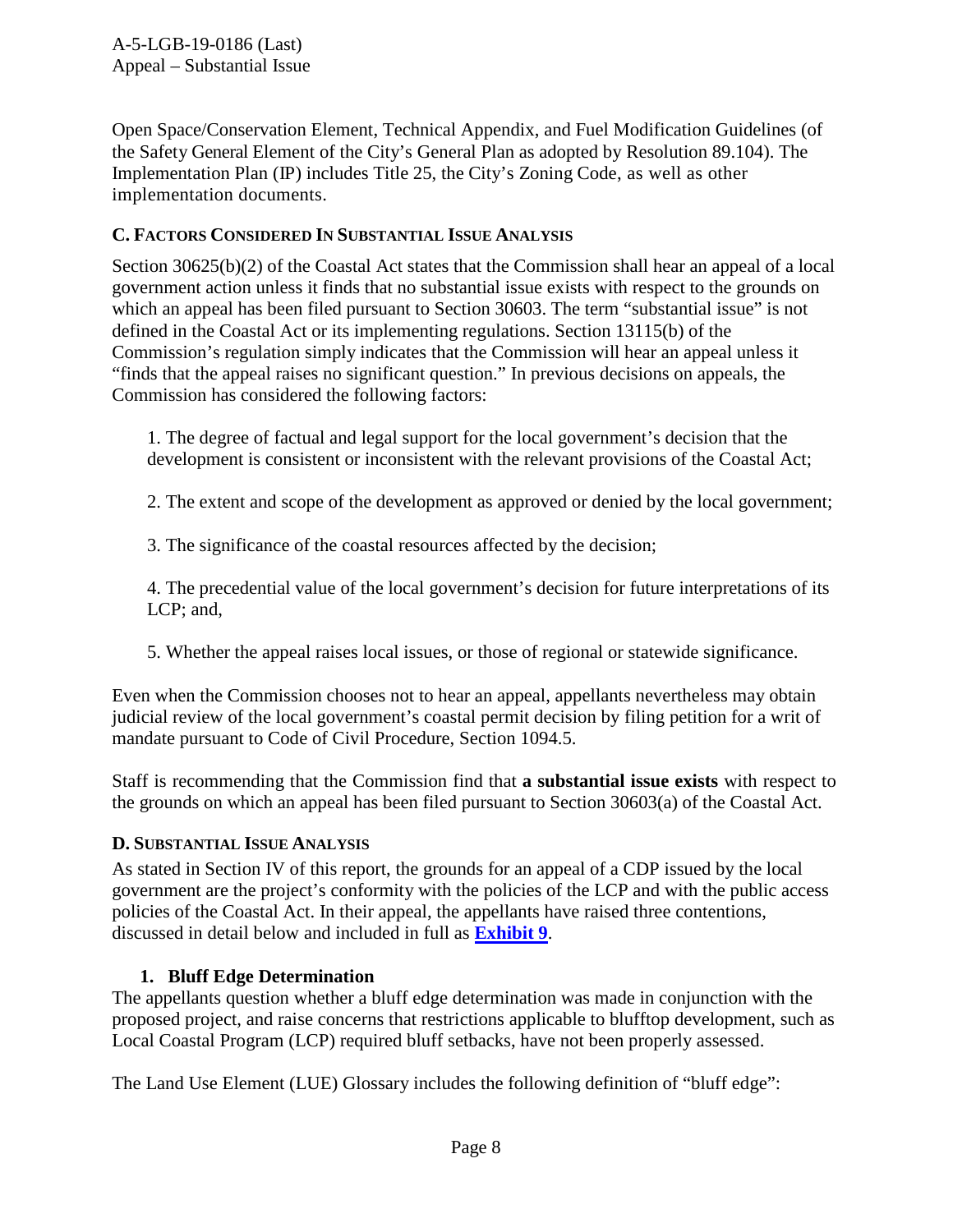Open Space/Conservation Element, Technical Appendix, and Fuel Modification Guidelines (of the Safety General Element of the City's General Plan as adopted by Resolution 89.104). The Implementation Plan (IP) includes Title 25, the City's Zoning Code, as well as other implementation documents.

### C. FACTORS CONSIDERED IN SUBSTANTIAL ISSUE ANALYSIS

Section 30625(b)(2) of the Coastal Act states that the Commission shall hear an appeal of a local government action unless it finds that no substantial issue exists with respect to the grounds on which an appeal has been filed pursuant to Section 30603. The term "substantial issue" is not defined in the Coastal Act or its implementing regulations. Section 13115(b) of the Commission's regulation simply indicates that the Commission will hear an appeal unless it "finds that the appeal raises no significant question." In previous decisions on appeals, the Commission has considered the following factors:

1. The degree of factual and legal support for the local government's decision that the development is consistent or inconsistent with the relevant provisions of the Coastal Act;

2. The extent and scope of the development as approved or denied by the local government;

3. The significance of the coastal resources affected by the decision;

4. The precedential value of the local government's decision for future interpretations of its LCP; and,

5. Whether the appeal raises local issues, or those of regional or statewide significance.

Even when the Commission chooses not to hear an appeal, appellants nevertheless may obtain judicial review of the local government's coastal permit decision by filing petition for a writ of mandate pursuant to Code of Civil Procedure, Section 1094.5.

Staff is recommending that the Commission find that **a substantial issue exists** with respect to the grounds on which an appeal has been filed pursuant to Section 30603(a) of the Coastal Act.

### D. SUBSTANTIAL ISSUE ANALYSIS

As stated in Section IV of this report, the grounds for an appeal of a CDP issued by the local government are the project's conformity with the policies of the LCP and with the public access policies of the Coastal Act. In their appeal, the appellants have raised three contentions, discussed in detail below and included in full as **Exhibit 9**.

#### 1. Bluff Edge Determination

The appellants question whether a bluff edge determination was made in conjunction with the proposed project, and raise concerns that restrictions applicable to blufftop development, such as Local Coastal Program (LCP) required bluff setbacks, have not been properly assessed.

The Land Use Element (LUE) Glossary includes the following definition of "bluff edge":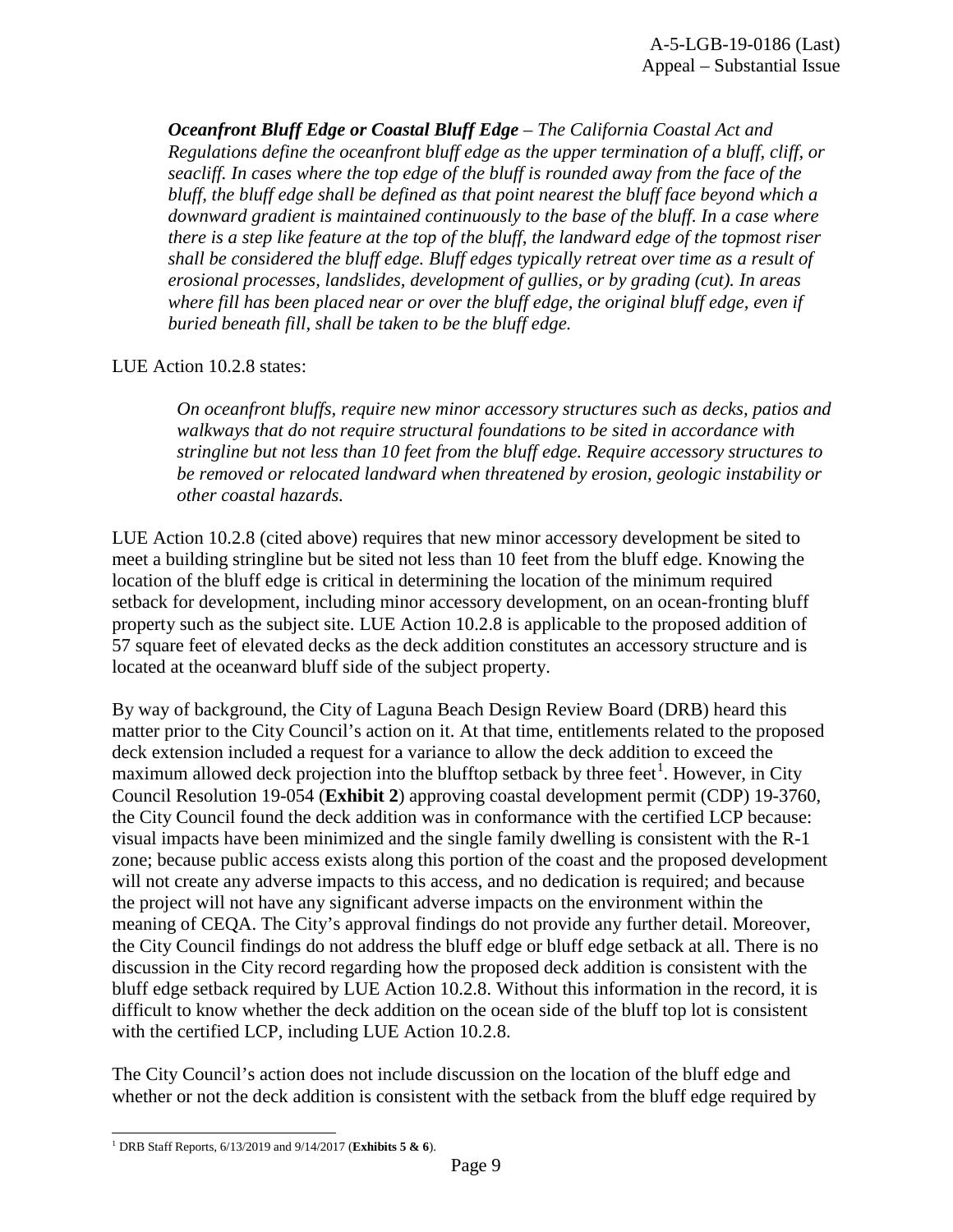***Oceanfront Bluff Edge or Coastal Bluff Edge*** *– The California Coastal Act and Regulations define the oceanfront bluff edge as the upper termination of a bluff, cliff, or seacliff. In cases where the top edge of the bluff is rounded away from the face of the bluff, the bluff edge shall be defined as that point nearest the bluff face beyond which a downward gradient is maintained continuously to the base of the bluff. In a case where there is a step like feature at the top of the bluff, the landward edge of the topmost riser shall be considered the bluff edge. Bluff edges typically retreat over time as a result of erosional processes, landslides, development of gullies, or by grading (cut). In areas where fill has been placed near or over the bluff edge, the original bluff edge, even if buried beneath fill, shall be taken to be the bluff edge.*

LUE Action 10.2.8 states:

> *On oceanfront bluffs, require new minor accessory structures such as decks, patios and walkways that do not require structural foundations to be sited in accordance with stringline but not less than 10 feet from the bluff edge. Require accessory structures to be removed or relocated landward when threatened by erosion, geologic instability or other coastal hazards.*

LUE Action 10.2.8 (cited above) requires that new minor accessory development be sited to meet a building stringline but be sited not less than 10 feet from the bluff edge. Knowing the location of the bluff edge is critical in determining the location of the minimum required setback for development, including minor accessory development, on an ocean-fronting bluff property such as the subject site. LUE Action 10.2.8 is applicable to the proposed addition of 57 square feet of elevated decks as the deck addition constitutes an accessory structure and is located at the oceanward bluff side of the subject property.

By way of background, the City of Laguna Beach Design Review Board (DRB) heard this matter prior to the City Council's action on it. At that time, entitlements related to the proposed deck extension included a request for a variance to allow the deck addition to exceed the maximum allowed deck projection into the blufftop setback by three feet[1]. However, in City Council Resolution 19-054 (**Exhibit 2**) approving coastal development permit (CDP) 19-3760, the City Council found the deck addition was in conformance with the certified LCP because: visual impacts have been minimized and the single family dwelling is consistent with the R-1 zone; because public access exists along this portion of the coast and the proposed development will not create any adverse impacts to this access, and no dedication is required; and because the project will not have any significant adverse impacts on the environment within the meaning of CEQA. The City's approval findings do not provide any further detail. Moreover, the City Council findings do not address the bluff edge or bluff edge setback at all. There is no discussion in the City record regarding how the proposed deck addition is consistent with the bluff edge setback required by LUE Action 10.2.8. Without this information in the record, it is difficult to know whether the deck addition on the ocean side of the bluff top lot is consistent with the certified LCP, including LUE Action 10.2.8.

The City Council's action does not include discussion on the location of the bluff edge and whether or not the deck addition is consistent with the setback from the bluff edge required by

[1] DRB Staff Reports, 6/13/2019 and 9/14/2017 (**Exhibits 5 & 6**).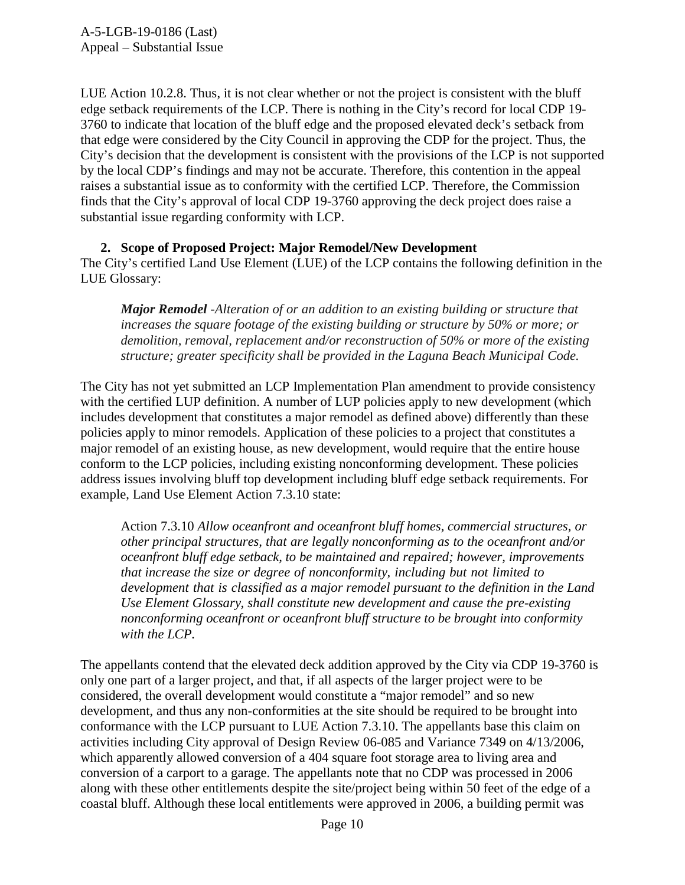LUE Action 10.2.8. Thus, it is not clear whether or not the project is consistent with the bluff edge setback requirements of the LCP. There is nothing in the City's record for local CDP 19-3760 to indicate that location of the bluff edge and the proposed elevated deck's setback from that edge were considered by the City Council in approving the CDP for the project. Thus, the City's decision that the development is consistent with the provisions of the LCP is not supported by the local CDP's findings and may not be accurate. Therefore, this contention in the appeal raises a substantial issue as to conformity with the certified LCP. Therefore, the Commission finds that the City's approval of local CDP 19-3760 approving the deck project does raise a substantial issue regarding conformity with LCP.

**2. Scope of Proposed Project: Major Remodel/New Development**

The City's certified Land Use Element (LUE) of the LCP contains the following definition in the LUE Glossary:

> ***Major Remodel*** *-Alteration of or an addition to an existing building or structure that increases the square footage of the existing building or structure by 50% or more; or demolition, removal, replacement and/or reconstruction of 50% or more of the existing structure; greater specificity shall be provided in the Laguna Beach Municipal Code.*

The City has not yet submitted an LCP Implementation Plan amendment to provide consistency with the certified LUP definition. A number of LUP policies apply to new development (which includes development that constitutes a major remodel as defined above) differently than these policies apply to minor remodels. Application of these policies to a project that constitutes a major remodel of an existing house, as new development, would require that the entire house conform to the LCP policies, including existing nonconforming development. These policies address issues involving bluff top development including bluff edge setback requirements. For example, Land Use Element Action 7.3.10 state:

> Action 7.3.10 *Allow oceanfront and oceanfront bluff homes, commercial structures, or other principal structures, that are legally nonconforming as to the oceanfront and/or oceanfront bluff edge setback, to be maintained and repaired; however, improvements that increase the size or degree of nonconformity, including but not limited to development that is classified as a major remodel pursuant to the definition in the Land Use Element Glossary, shall constitute new development and cause the pre-existing nonconforming oceanfront or oceanfront bluff structure to be brought into conformity with the LCP.*

The appellants contend that the elevated deck addition approved by the City via CDP 19-3760 is only one part of a larger project, and that, if all aspects of the larger project were to be considered, the overall development would constitute a "major remodel" and so new development, and thus any non-conformities at the site should be required to be brought into conformance with the LCP pursuant to LUE Action 7.3.10. The appellants base this claim on activities including City approval of Design Review 06-085 and Variance 7349 on 4/13/2006, which apparently allowed conversion of a 404 square foot storage area to living area and conversion of a carport to a garage. The appellants note that no CDP was processed in 2006 along with these other entitlements despite the site/project being within 50 feet of the edge of a coastal bluff. Although these local entitlements were approved in 2006, a building permit was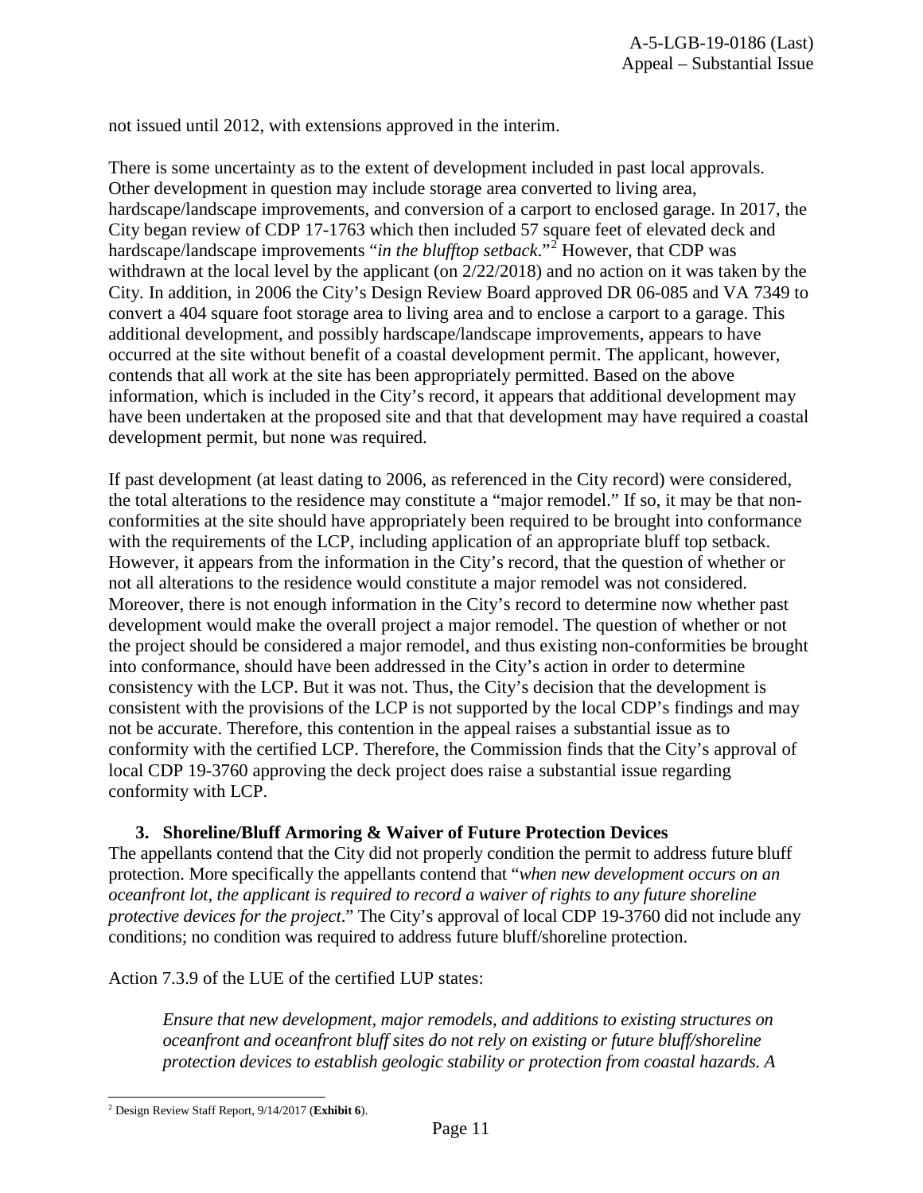not issued until 2012, with extensions approved in the interim.

There is some uncertainty as to the extent of development included in past local approvals. Other development in question may include storage area converted to living area, hardscape/landscape improvements, and conversion of a carport to enclosed garage. In 2017, the City began review of CDP 17-1763 which then included 57 square feet of elevated deck and hardscape/landscape improvements "*in the blufftop setback*."[2] However, that CDP was withdrawn at the local level by the applicant (on 2/22/2018) and no action on it was taken by the City. In addition, in 2006 the City's Design Review Board approved DR 06-085 and VA 7349 to convert a 404 square foot storage area to living area and to enclose a carport to a garage. This additional development, and possibly hardscape/landscape improvements, appears to have occurred at the site without benefit of a coastal development permit. The applicant, however, contends that all work at the site has been appropriately permitted. Based on the above information, which is included in the City's record, it appears that additional development may have been undertaken at the proposed site and that that development may have required a coastal development permit, but none was required.

If past development (at least dating to 2006, as referenced in the City record) were considered, the total alterations to the residence may constitute a "major remodel." If so, it may be that non-conformities at the site should have appropriately been required to be brought into conformance with the requirements of the LCP, including application of an appropriate bluff top setback. However, it appears from the information in the City's record, that the question of whether or not all alterations to the residence would constitute a major remodel was not considered. Moreover, there is not enough information in the City's record to determine now whether past development would make the overall project a major remodel. The question of whether or not the project should be considered a major remodel, and thus existing non-conformities be brought into conformance, should have been addressed in the City's action in order to determine consistency with the LCP. But it was not. Thus, the City's decision that the development is consistent with the provisions of the LCP is not supported by the local CDP's findings and may not be accurate. Therefore, this contention in the appeal raises a substantial issue as to conformity with the certified LCP. Therefore, the Commission finds that the City's approval of local CDP 19-3760 approving the deck project does raise a substantial issue regarding conformity with LCP.

### 3. Shoreline/Bluff Armoring & Waiver of Future Protection Devices

The appellants contend that the City did not properly condition the permit to address future bluff protection. More specifically the appellants contend that "*when new development occurs on an oceanfront lot, the applicant is required to record a waiver of rights to any future shoreline protective devices for the project*." The City's approval of local CDP 19-3760 did not include any conditions; no condition was required to address future bluff/shoreline protection.

Action 7.3.9 of the LUE of the certified LUP states:

> *Ensure that new development, major remodels, and additions to existing structures on oceanfront and oceanfront bluff sites do not rely on existing or future bluff/shoreline protection devices to establish geologic stability or protection from coastal hazards. A*

[2] Design Review Staff Report, 9/14/2017 (**Exhibit 6**).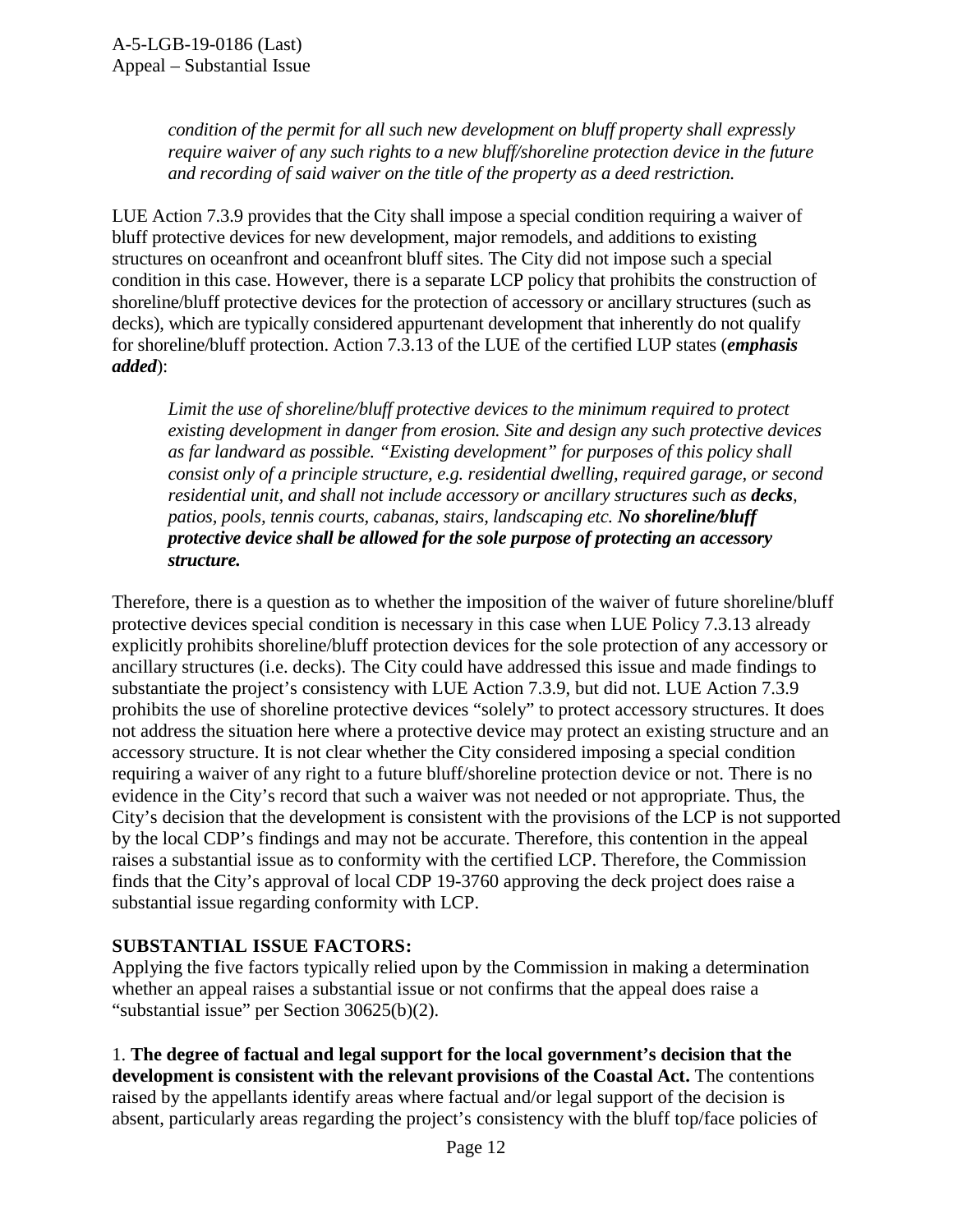*condition of the permit for all such new development on bluff property shall expressly require waiver of any such rights to a new bluff/shoreline protection device in the future and recording of said waiver on the title of the property as a deed restriction.*

LUE Action 7.3.9 provides that the City shall impose a special condition requiring a waiver of bluff protective devices for new development, major remodels, and additions to existing structures on oceanfront and oceanfront bluff sites. The City did not impose such a special condition in this case. However, there is a separate LCP policy that prohibits the construction of shoreline/bluff protective devices for the protection of accessory or ancillary structures (such as decks), which are typically considered appurtenant development that inherently do not qualify for shoreline/bluff protection. Action 7.3.13 of the LUE of the certified LUP states (***emphasis added***):

> *Limit the use of shoreline/bluff protective devices to the minimum required to protect existing development in danger from erosion. Site and design any such protective devices as far landward as possible. "Existing development" for purposes of this policy shall consist only of a principle structure, e.g. residential dwelling, required garage, or second residential unit, and shall not include accessory or ancillary structures such as **decks**, patios, pools, tennis courts, cabanas, stairs, landscaping etc. **No shoreline/bluff protective device shall be allowed for the sole purpose of protecting an accessory structure.***

Therefore, there is a question as to whether the imposition of the waiver of future shoreline/bluff protective devices special condition is necessary in this case when LUE Policy 7.3.13 already explicitly prohibits shoreline/bluff protection devices for the sole protection of any accessory or ancillary structures (i.e. decks). The City could have addressed this issue and made findings to substantiate the project's consistency with LUE Action 7.3.9, but did not. LUE Action 7.3.9 prohibits the use of shoreline protective devices "solely" to protect accessory structures. It does not address the situation here where a protective device may protect an existing structure and an accessory structure. It is not clear whether the City considered imposing a special condition requiring a waiver of any right to a future bluff/shoreline protection device or not. There is no evidence in the City's record that such a waiver was not needed or not appropriate. Thus, the City's decision that the development is consistent with the provisions of the LCP is not supported by the local CDP's findings and may not be accurate. Therefore, this contention in the appeal raises a substantial issue as to conformity with the certified LCP. Therefore, the Commission finds that the City's approval of local CDP 19-3760 approving the deck project does raise a substantial issue regarding conformity with LCP.

## SUBSTANTIAL ISSUE FACTORS:

Applying the five factors typically relied upon by the Commission in making a determination whether an appeal raises a substantial issue or not confirms that the appeal does raise a "substantial issue" per Section 30625(b)(2).

1. **The degree of factual and legal support for the local government's decision that the development is consistent with the relevant provisions of the Coastal Act.** The contentions raised by the appellants identify areas where factual and/or legal support of the decision is absent, particularly areas regarding the project's consistency with the bluff top/face policies of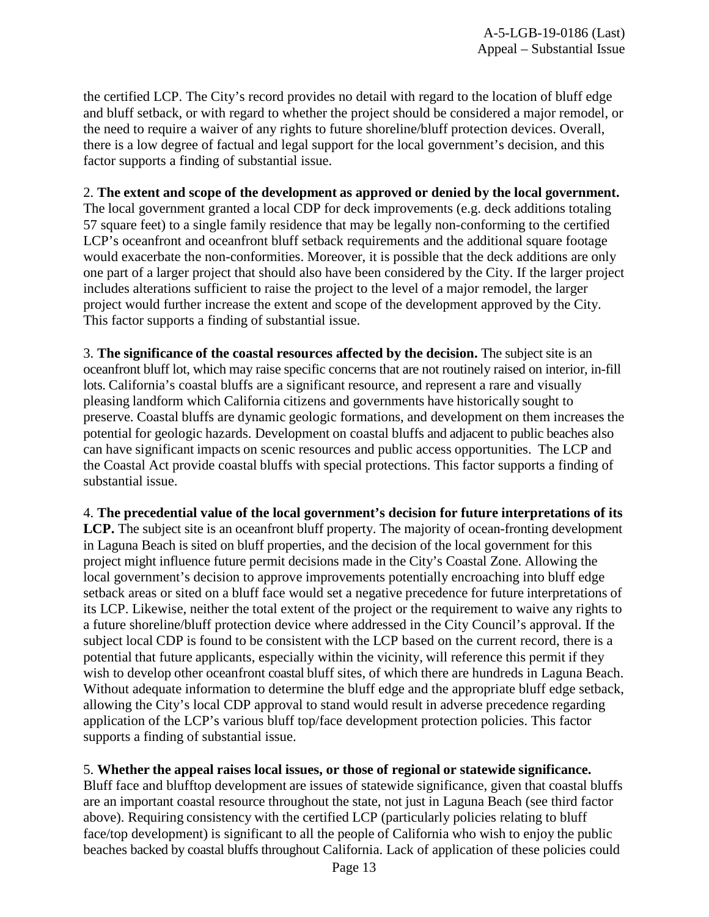the certified LCP. The City's record provides no detail with regard to the location of bluff edge and bluff setback, or with regard to whether the project should be considered a major remodel, or the need to require a waiver of any rights to future shoreline/bluff protection devices. Overall, there is a low degree of factual and legal support for the local government's decision, and this factor supports a finding of substantial issue.

2. **The extent and scope of the development as approved or denied by the local government.** The local government granted a local CDP for deck improvements (e.g. deck additions totaling 57 square feet) to a single family residence that may be legally non-conforming to the certified LCP's oceanfront and oceanfront bluff setback requirements and the additional square footage would exacerbate the non-conformities. Moreover, it is possible that the deck additions are only one part of a larger project that should also have been considered by the City. If the larger project includes alterations sufficient to raise the project to the level of a major remodel, the larger project would further increase the extent and scope of the development approved by the City. This factor supports a finding of substantial issue.

3. **The significance of the coastal resources affected by the decision.** The subject site is an oceanfront bluff lot, which may raise specific concerns that are not routinely raised on interior, in-fill lots. California's coastal bluffs are a significant resource, and represent a rare and visually pleasing landform which California citizens and governments have historically sought to preserve. Coastal bluffs are dynamic geologic formations, and development on them increases the potential for geologic hazards. Development on coastal bluffs and adjacent to public beaches also can have significant impacts on scenic resources and public access opportunities. The LCP and the Coastal Act provide coastal bluffs with special protections. This factor supports a finding of substantial issue.

4. **The precedential value of the local government's decision for future interpretations of its LCP.** The subject site is an oceanfront bluff property. The majority of ocean-fronting development in Laguna Beach is sited on bluff properties, and the decision of the local government for this project might influence future permit decisions made in the City's Coastal Zone. Allowing the local government's decision to approve improvements potentially encroaching into bluff edge setback areas or sited on a bluff face would set a negative precedence for future interpretations of its LCP. Likewise, neither the total extent of the project or the requirement to waive any rights to a future shoreline/bluff protection device where addressed in the City Council's approval. If the subject local CDP is found to be consistent with the LCP based on the current record, there is a potential that future applicants, especially within the vicinity, will reference this permit if they wish to develop other oceanfront coastal bluff sites, of which there are hundreds in Laguna Beach. Without adequate information to determine the bluff edge and the appropriate bluff edge setback, allowing the City's local CDP approval to stand would result in adverse precedence regarding application of the LCP's various bluff top/face development protection policies. This factor supports a finding of substantial issue.

5. **Whether the appeal raises local issues, or those of regional or statewide significance.** Bluff face and blufftop development are issues of statewide significance, given that coastal bluffs are an important coastal resource throughout the state, not just in Laguna Beach (see third factor above). Requiring consistency with the certified LCP (particularly policies relating to bluff face/top development) is significant to all the people of California who wish to enjoy the public beaches backed by coastal bluffs throughout California. Lack of application of these policies could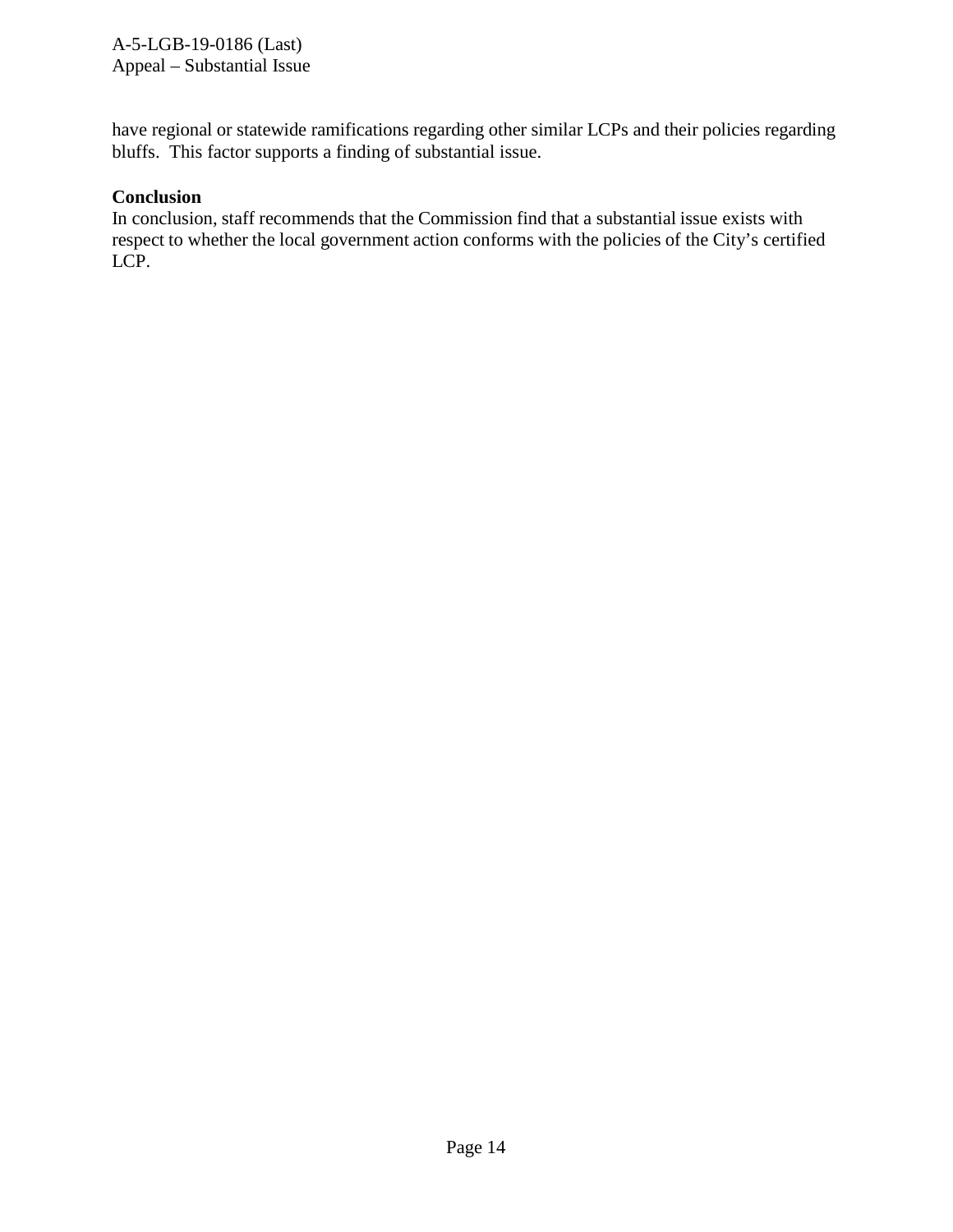have regional or statewide ramifications regarding other similar LCPs and their policies regarding bluffs. This factor supports a finding of substantial issue.

**Conclusion**

In conclusion, staff recommends that the Commission find that a substantial issue exists with respect to whether the local government action conforms with the policies of the City's certified LCP.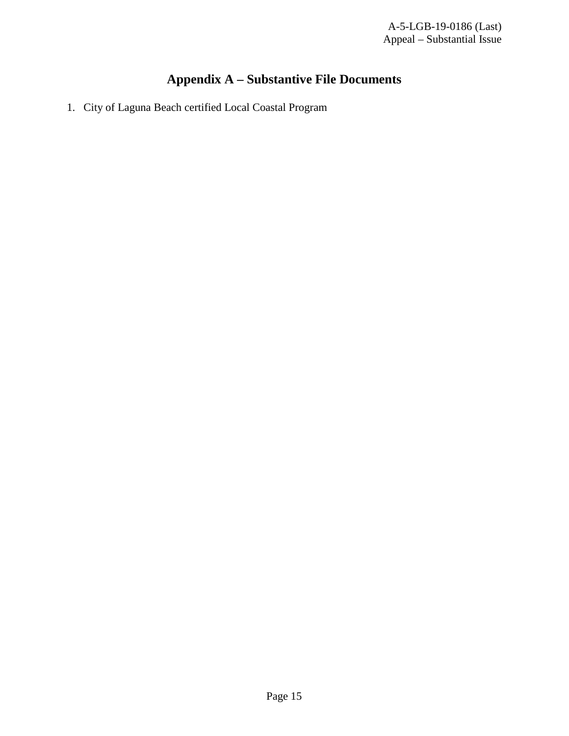# Appendix A – Substantive File Documents

1. City of Laguna Beach certified Local Coastal Program